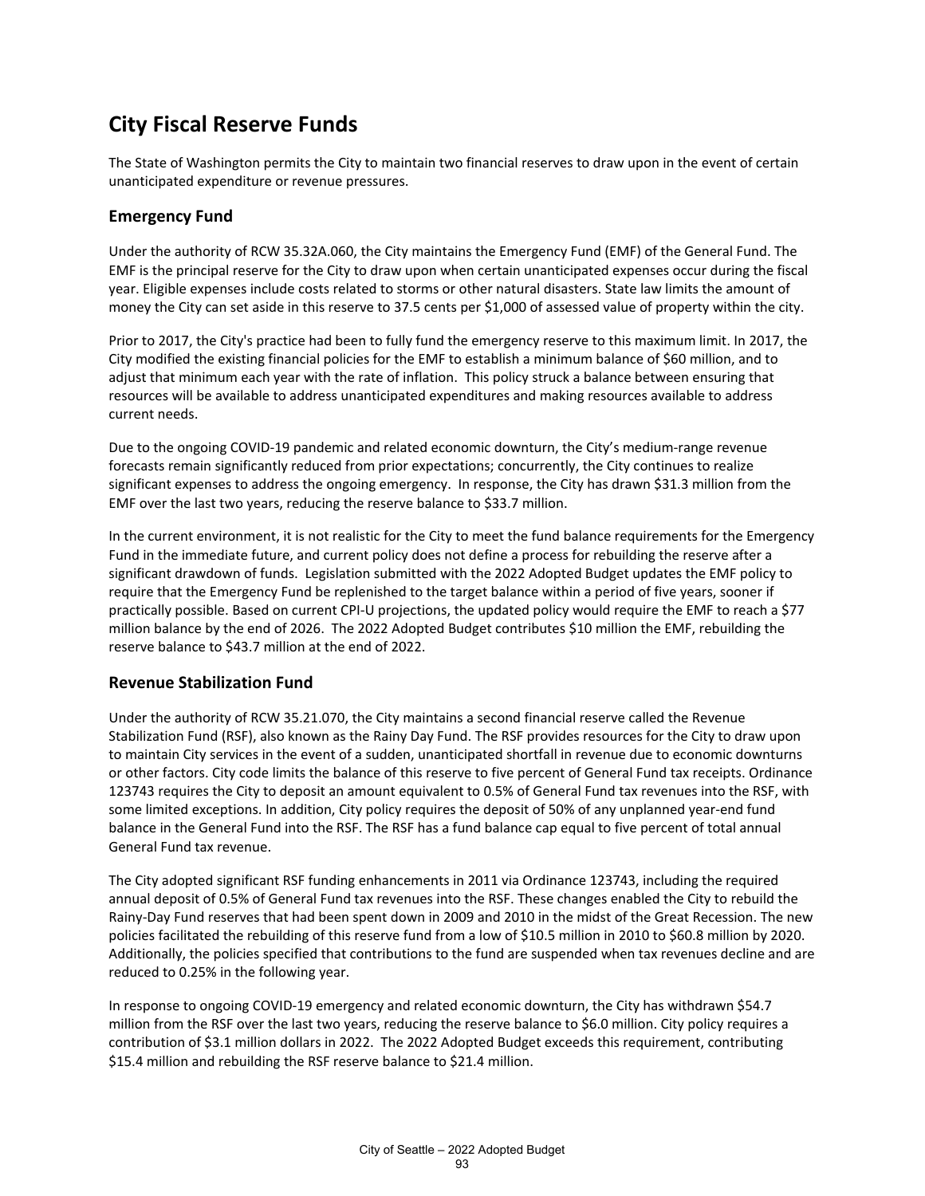# City Fiscal Reserve Funds

The State of Washington permits the City to maintain two financial reserves to draw upon in the event of certain unanticipated expenditure or revenue pressures.

## Emergency Fund

Under the authority of RCW 35.32A.060, the City maintains the Emergency Fund (EMF) of the General Fund. The EMF is the principal reserve for the City to draw upon when certain unanticipated expenses occur during the fiscal year. Eligible expenses include costs related to storms or other natural disasters. State law limits the amount of money the City can set aside in this reserve to 37.5 cents per $1,000 of assessed value of property within the city.

Prior to 2017, the City's practice had been to fully fund the emergency reserve to this maximum limit. In 2017, the City modified the existing financial policies for the EMF to establish a minimum balance of $60 million, and to adjust that minimum each year with the rate of inflation. This policy struck a balance between ensuring that resources will be available to address unanticipated expenditures and making resources available to address current needs.

Due to the ongoing COVID-19 pandemic and related economic downturn, the City's medium-range revenue forecasts remain significantly reduced from prior expectations; concurrently, the City continues to realize significant expenses to address the ongoing emergency. In response, the City has drawn $31.3 million from the EMF over the last two years, reducing the reserve balance to $33.7 million.

In the current environment, it is not realistic for the City to meet the fund balance requirements for the Emergency Fund in the immediate future, and current policy does not define a process for rebuilding the reserve after a significant drawdown of funds. Legislation submitted with the 2022 Adopted Budget updates the EMF policy to require that the Emergency Fund be replenished to the target balance within a period of five years, sooner if practically possible. Based on current CPI-U projections, the updated policy would require the EMF to reach a $77 million balance by the end of 2026. The 2022 Adopted Budget contributes $10 million the EMF, rebuilding the reserve balance to $43.7 million at the end of 2022.

## Revenue Stabilization Fund

Under the authority of RCW 35.21.070, the City maintains a second financial reserve called the Revenue Stabilization Fund (RSF), also known as the Rainy Day Fund. The RSF provides resources for the City to draw upon to maintain City services in the event of a sudden, unanticipated shortfall in revenue due to economic downturns or other factors. City code limits the balance of this reserve to five percent of General Fund tax receipts. Ordinance 123743 requires the City to deposit an amount equivalent to 0.5% of General Fund tax revenues into the RSF, with some limited exceptions. In addition, City policy requires the deposit of 50% of any unplanned year-end fund balance in the General Fund into the RSF. The RSF has a fund balance cap equal to five percent of total annual General Fund tax revenue.

The City adopted significant RSF funding enhancements in 2011 via Ordinance 123743, including the required annual deposit of 0.5% of General Fund tax revenues into the RSF. These changes enabled the City to rebuild the Rainy-Day Fund reserves that had been spent down in 2009 and 2010 in the midst of the Great Recession. The new policies facilitated the rebuilding of this reserve fund from a low of $10.5 million in 2010 to $60.8 million by 2020. Additionally, the policies specified that contributions to the fund are suspended when tax revenues decline and are reduced to 0.25% in the following year.

In response to ongoing COVID-19 emergency and related economic downturn, the City has withdrawn $54.7 million from the RSF over the last two years, reducing the reserve balance to $6.0 million. City policy requires a contribution of $3.1 million dollars in 2022. The 2022 Adopted Budget exceeds this requirement, contributing $15.4 million and rebuilding the RSF reserve balance to $21.4 million.